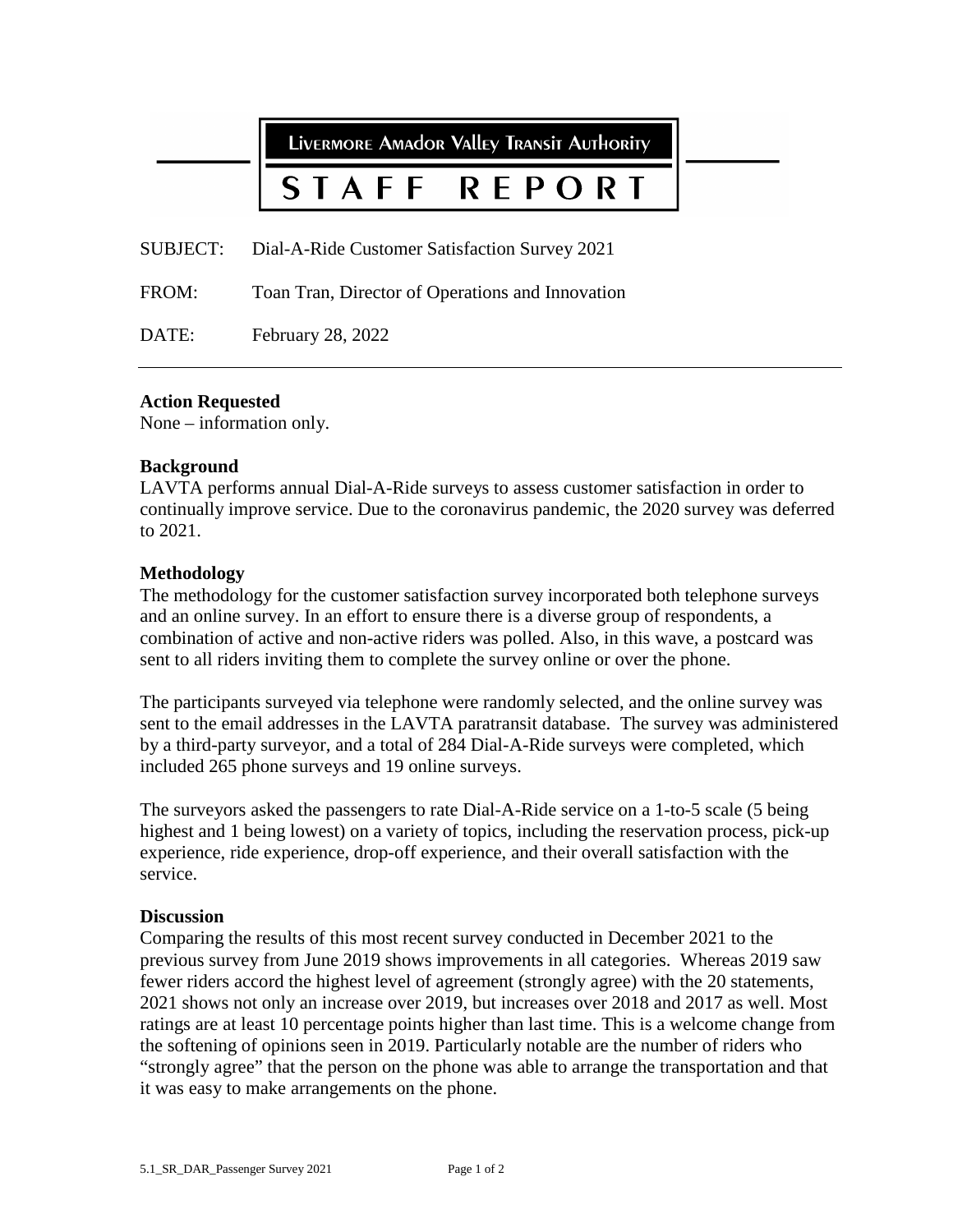# Livermore Amador Valley Transit Authority

# STAFF REPORT

SUBJECT: Dial-A-Ride Customer Satisfaction Survey 2021

FROM: Toan Tran, Director of Operations and Innovation

DATE: February 28, 2022

---

**Action Requested**
None – information only.

**Background**
LAVTA performs annual Dial-A-Ride surveys to assess customer satisfaction in order to continually improve service. Due to the coronavirus pandemic, the 2020 survey was deferred to 2021.

**Methodology**
The methodology for the customer satisfaction survey incorporated both telephone surveys and an online survey. In an effort to ensure there is a diverse group of respondents, a combination of active and non-active riders was polled. Also, in this wave, a postcard was sent to all riders inviting them to complete the survey online or over the phone.

The participants surveyed via telephone were randomly selected, and the online survey was sent to the email addresses in the LAVTA paratransit database. The survey was administered by a third-party surveyor, and a total of 284 Dial-A-Ride surveys were completed, which included 265 phone surveys and 19 online surveys.

The surveyors asked the passengers to rate Dial-A-Ride service on a 1-to-5 scale (5 being highest and 1 being lowest) on a variety of topics, including the reservation process, pick-up experience, ride experience, drop-off experience, and their overall satisfaction with the service.

**Discussion**
Comparing the results of this most recent survey conducted in December 2021 to the previous survey from June 2019 shows improvements in all categories. Whereas 2019 saw fewer riders accord the highest level of agreement (strongly agree) with the 20 statements, 2021 shows not only an increase over 2019, but increases over 2018 and 2017 as well. Most ratings are at least 10 percentage points higher than last time. This is a welcome change from the softening of opinions seen in 2019. Particularly notable are the number of riders who "strongly agree" that the person on the phone was able to arrange the transportation and that it was easy to make arrangements on the phone.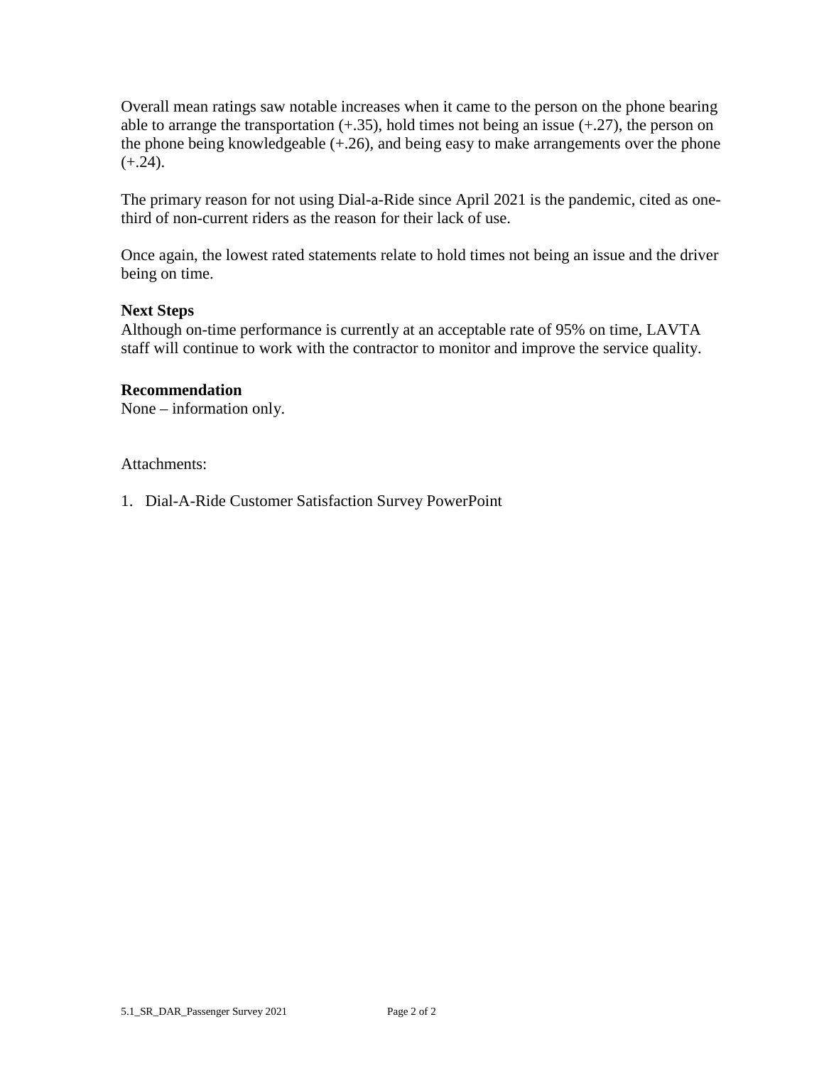Overall mean ratings saw notable increases when it came to the person on the phone bearing able to arrange the transportation (+.35), hold times not being an issue (+.27), the person on the phone being knowledgeable (+.26), and being easy to make arrangements over the phone (+.24).

The primary reason for not using Dial-a-Ride since April 2021 is the pandemic, cited as one-third of non-current riders as the reason for their lack of use.

Once again, the lowest rated statements relate to hold times not being an issue and the driver being on time.

**Next Steps**
Although on-time performance is currently at an acceptable rate of 95% on time, LAVTA staff will continue to work with the contractor to monitor and improve the service quality.

**Recommendation**
None – information only.

Attachments:

1. Dial-A-Ride Customer Satisfaction Survey PowerPoint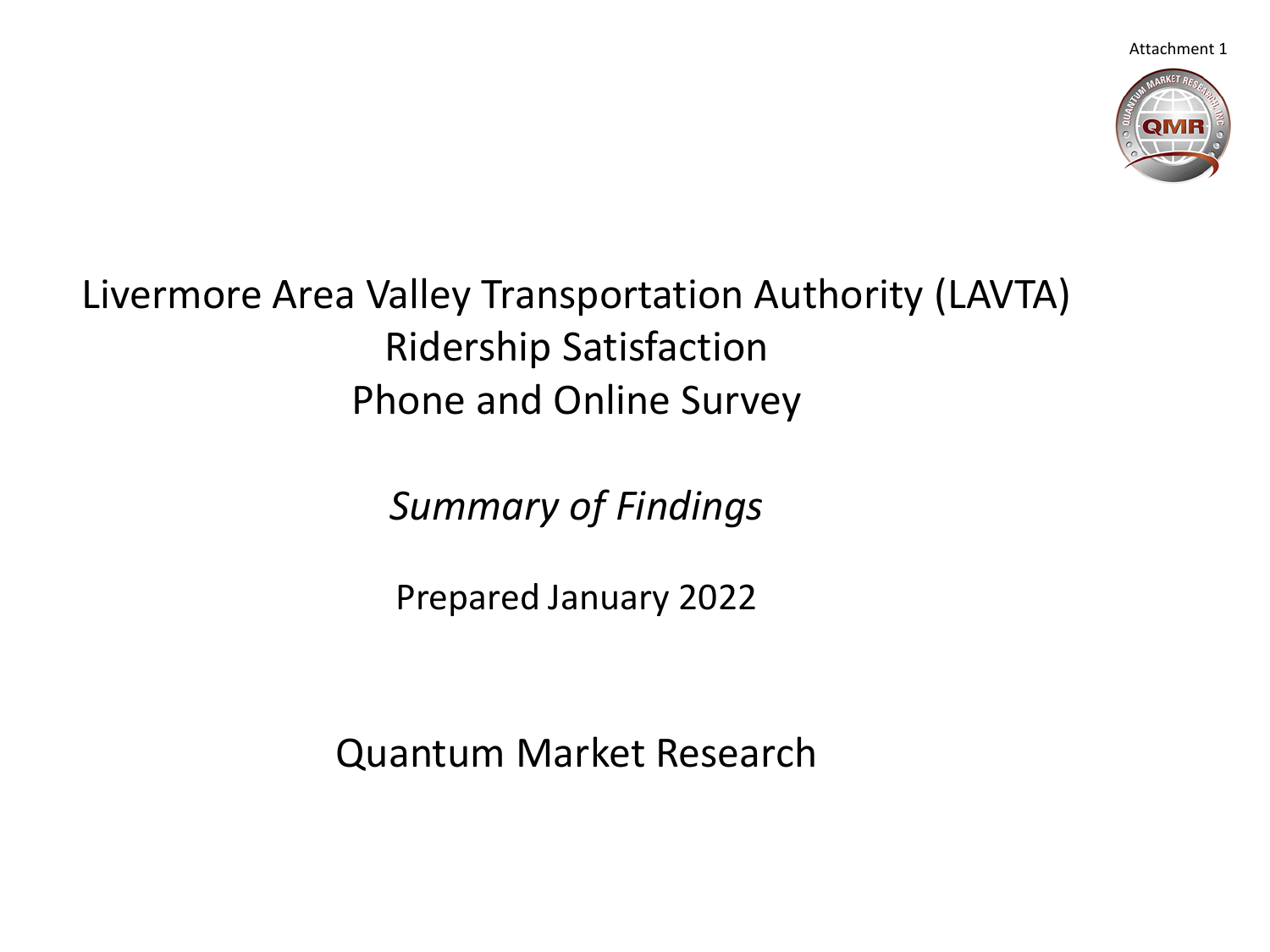Attachment 1

# Livermore Area Valley Transportation Authority (LAVTA)
# Ridership Satisfaction
# Phone and Online Survey

*Summary of Findings*

Prepared January 2022

Quantum Market Research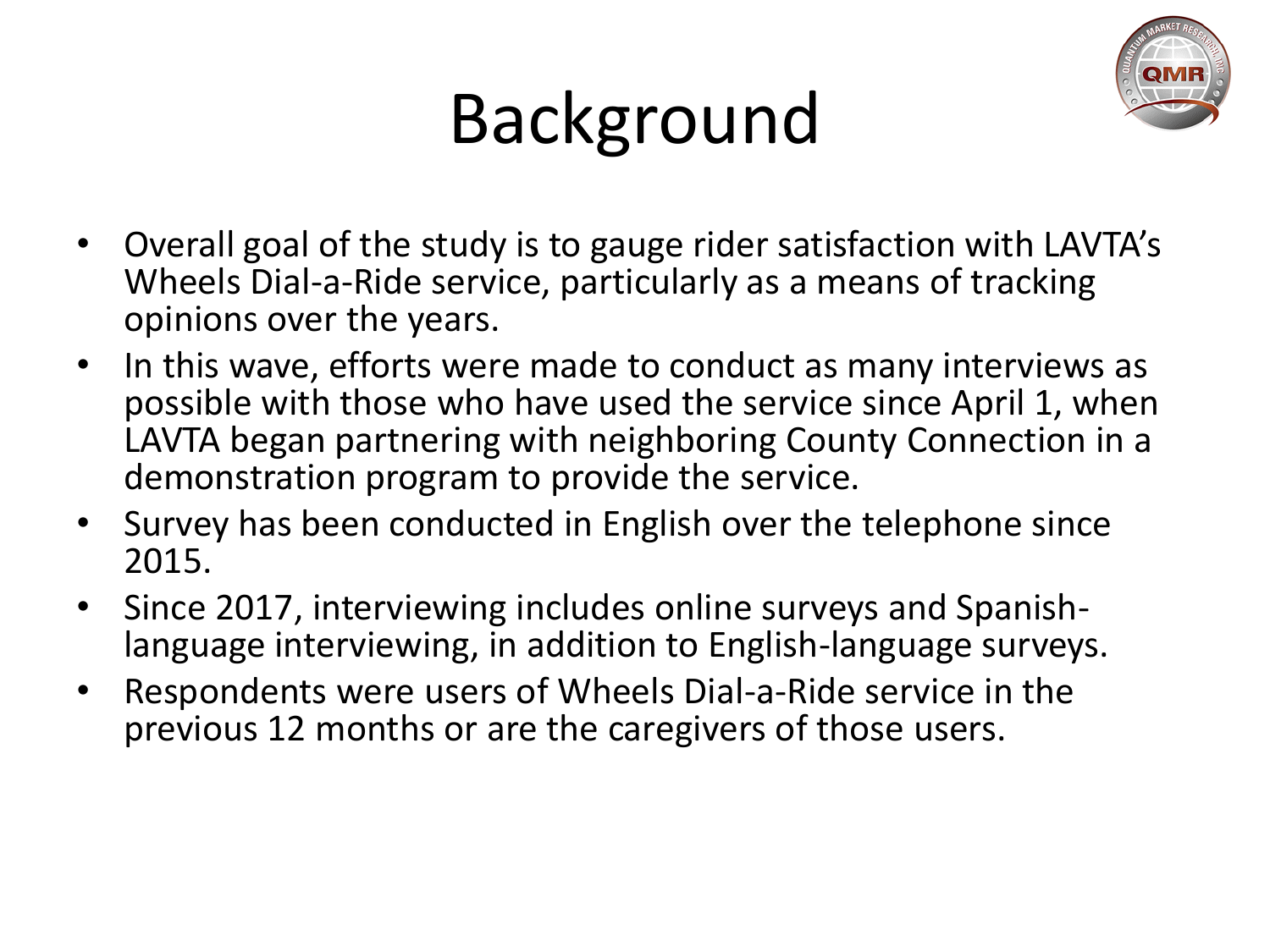# Background

- Overall goal of the study is to gauge rider satisfaction with LAVTA's Wheels Dial-a-Ride service, particularly as a means of tracking opinions over the years.
- In this wave, efforts were made to conduct as many interviews as possible with those who have used the service since April 1, when LAVTA began partnering with neighboring County Connection in a demonstration program to provide the service.
- Survey has been conducted in English over the telephone since 2015.
- Since 2017, interviewing includes online surveys and Spanish-language interviewing, in addition to English-language surveys.
- Respondents were users of Wheels Dial-a-Ride service in the previous 12 months or are the caregivers of those users.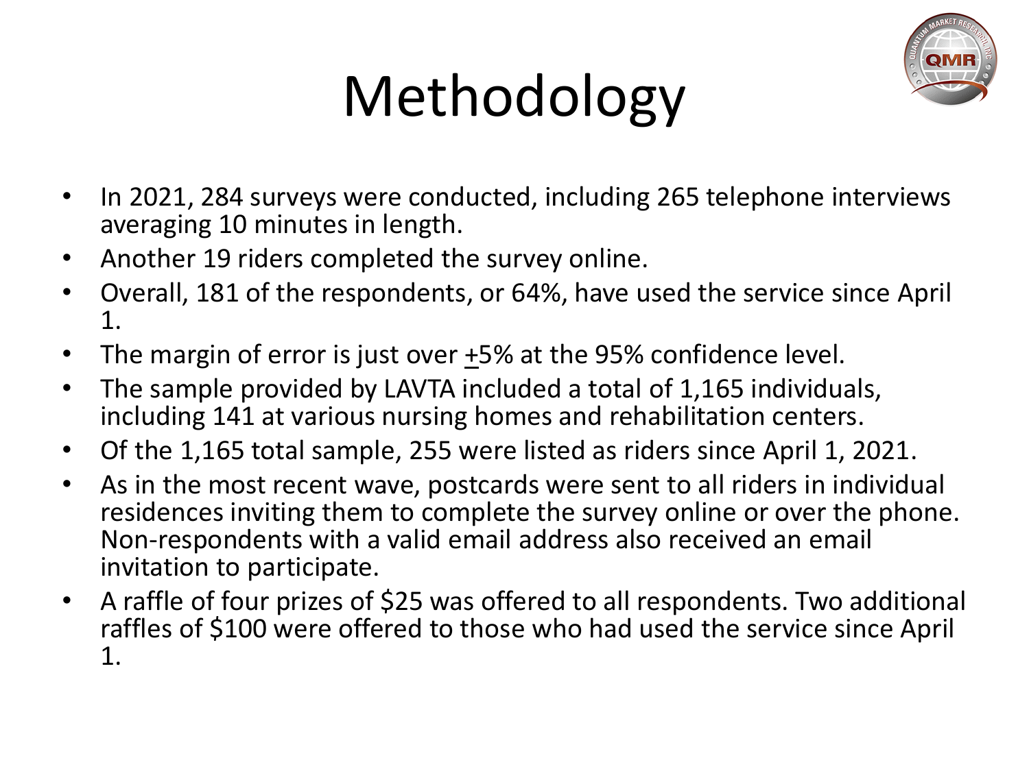# Methodology

- In 2021, 284 surveys were conducted, including 265 telephone interviews averaging 10 minutes in length.
- Another 19 riders completed the survey online.
- Overall, 181 of the respondents, or 64%, have used the service since April 1.
- The margin of error is just over ±5% at the 95% confidence level.
- The sample provided by LAVTA included a total of 1,165 individuals, including 141 at various nursing homes and rehabilitation centers.
- Of the 1,165 total sample, 255 were listed as riders since April 1, 2021.
- As in the most recent wave, postcards were sent to all riders in individual residences inviting them to complete the survey online or over the phone. Non-respondents with a valid email address also received an email invitation to participate.
- A raffle of four prizes of $25 was offered to all respondents. Two additional raffles of $100 were offered to those who had used the service since April 1.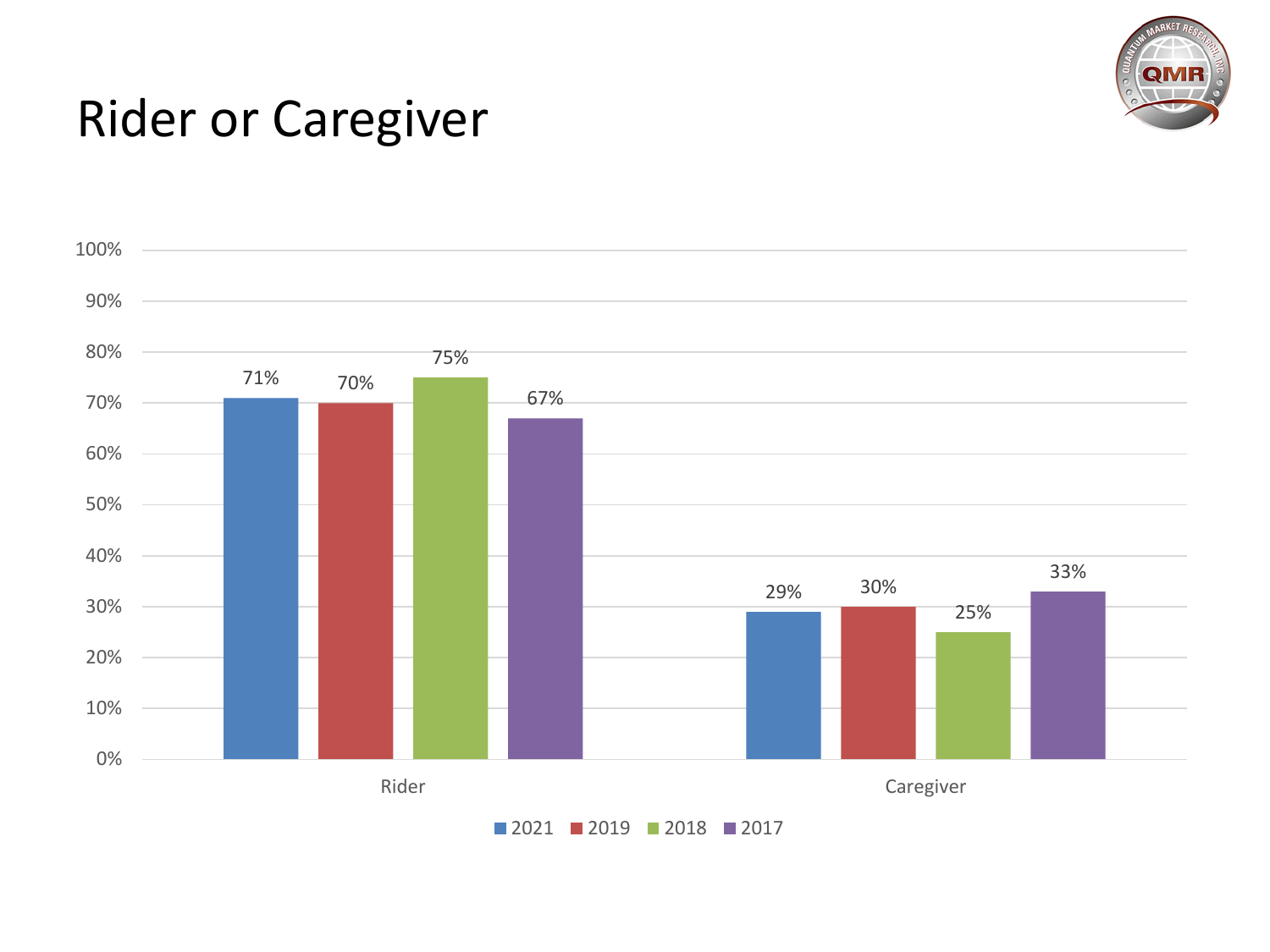# Rider or Caregiver

| | 2021 | 2019 | 2018 | 2017 |
|---|---|---|---|---|
| Rider | 71% | 70% | 75% | 67% |
| Caregiver | 29% | 30% | 25% | 33% |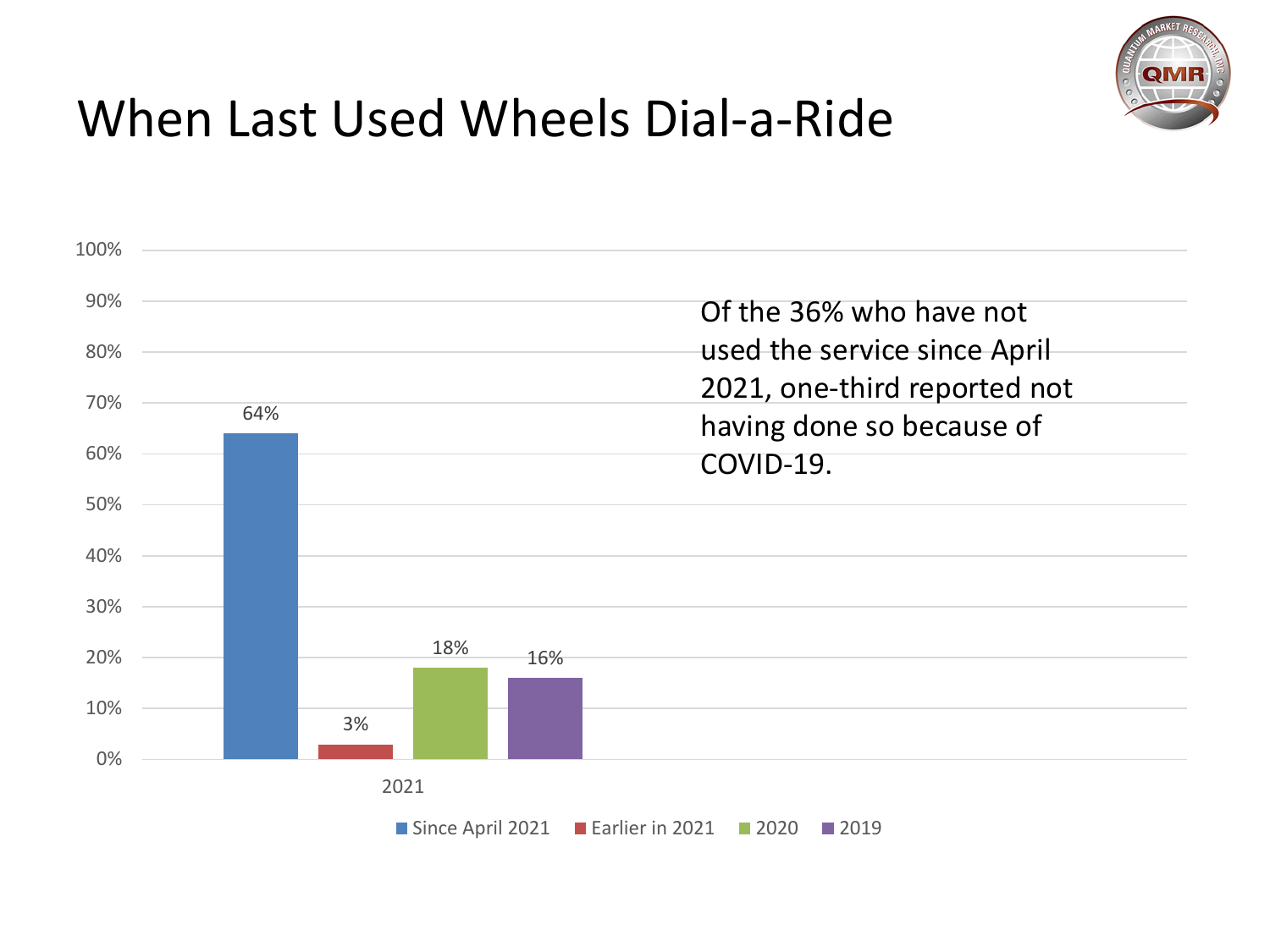# When Last Used Wheels Dial-a-Ride

| 2021 | Since April 2021 | Earlier in 2021 | 2020 | 2019 |
|---|---|---|---|---|
| | 64% | 3% | 18% | 16% |

Of the 36% who have not used the service since April 2021, one-third reported not having done so because of COVID-19.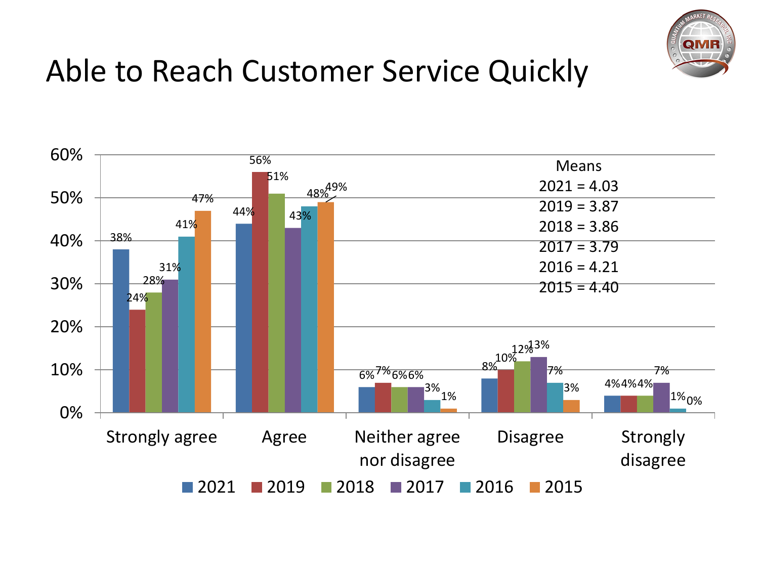# Able to Reach Customer Service Quickly

| | 2021 | 2019 | 2018 | 2017 | 2016 | 2015 |
|---|---|---|---|---|---|---|
| Strongly agree | 38% | 24% | 28% | 31% | 41% | 47% |
| Agree | 44% | 56% | 51% | 43% | 48% | 49% |
| Neither agree nor disagree | 6% | 7% | 6% | 6% | 3% | 1% |
| Disagree | 8% | 10% | 12% | 13% | 7% | 3% |
| Strongly disagree | 4% | 4% | 4% | 7% | 1% | 0% |

Means
2021 = 4.03
2019 = 3.87
2018 = 3.86
2017 = 3.79
2016 = 4.21
2015 = 4.40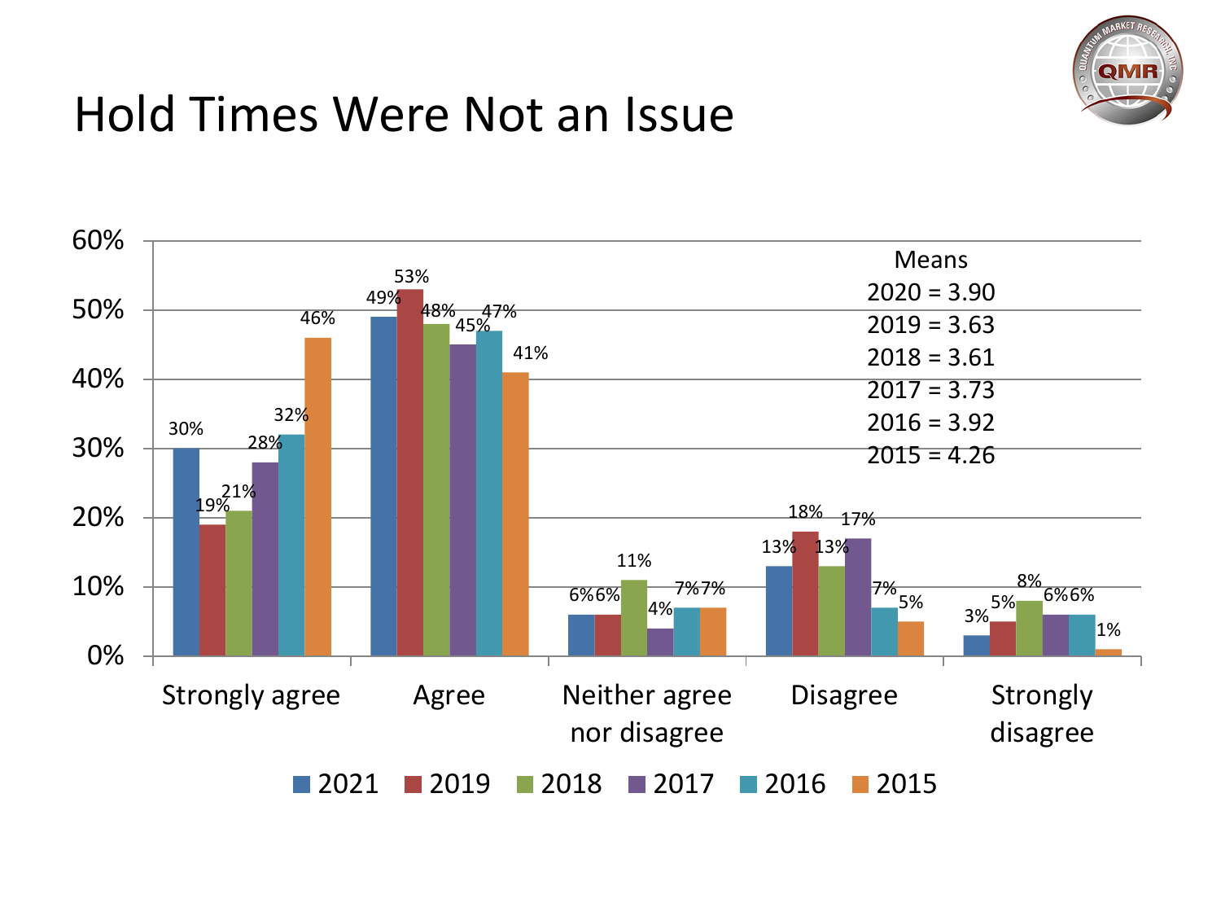# Hold Times Were Not an Issue

| | 2021 | 2019 | 2018 | 2017 | 2016 | 2015 |
|---|---|---|---|---|---|---|
| Strongly agree | 30% | 19% | 21% | 28% | 32% | 46% |
| Agree | 49% | 53% | 48% | 45% | 47% | 41% |
| Neither agree nor disagree | 6% | 6% | 11% | 4% | 7% | 7% |
| Disagree | 13% | 18% | 13% | 17% | 7% | 5% |
| Strongly disagree | 3% | 5% | 8% | 6% | 6% | 1% |

Means
2020 = 3.90
2019 = 3.63
2018 = 3.61
2017 = 3.73
2016 = 3.92
2015 = 4.26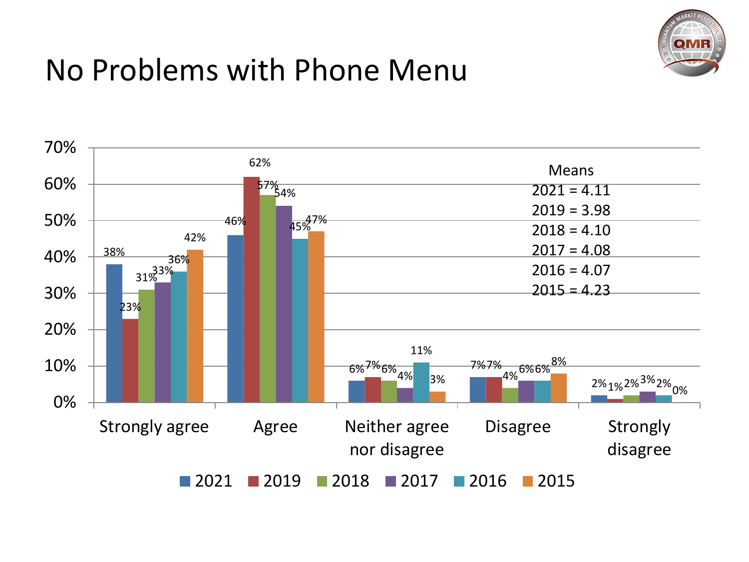# No Problems with Phone Menu

| | 2021 | 2019 | 2018 | 2017 | 2016 | 2015 |
|---|---|---|---|---|---|---|
| Strongly agree | 38% | 23% | 31% | 33% | 36% | 42% |
| Agree | 46% | 62% | 57% | 54% | 45% | 47% |
| Neither agree nor disagree | 6% | 7% | 6% | 4% | 11% | 3% |
| Disagree | 7% | 7% | 4% | 6% | 6% | 8% |
| Strongly disagree | 2% | 1% | 2% | 3% | 2% | 0% |

Means
2021 = 4.11
2019 = 3.98
2018 = 4.10
2017 = 4.08
2016 = 4.07
2015 = 4.23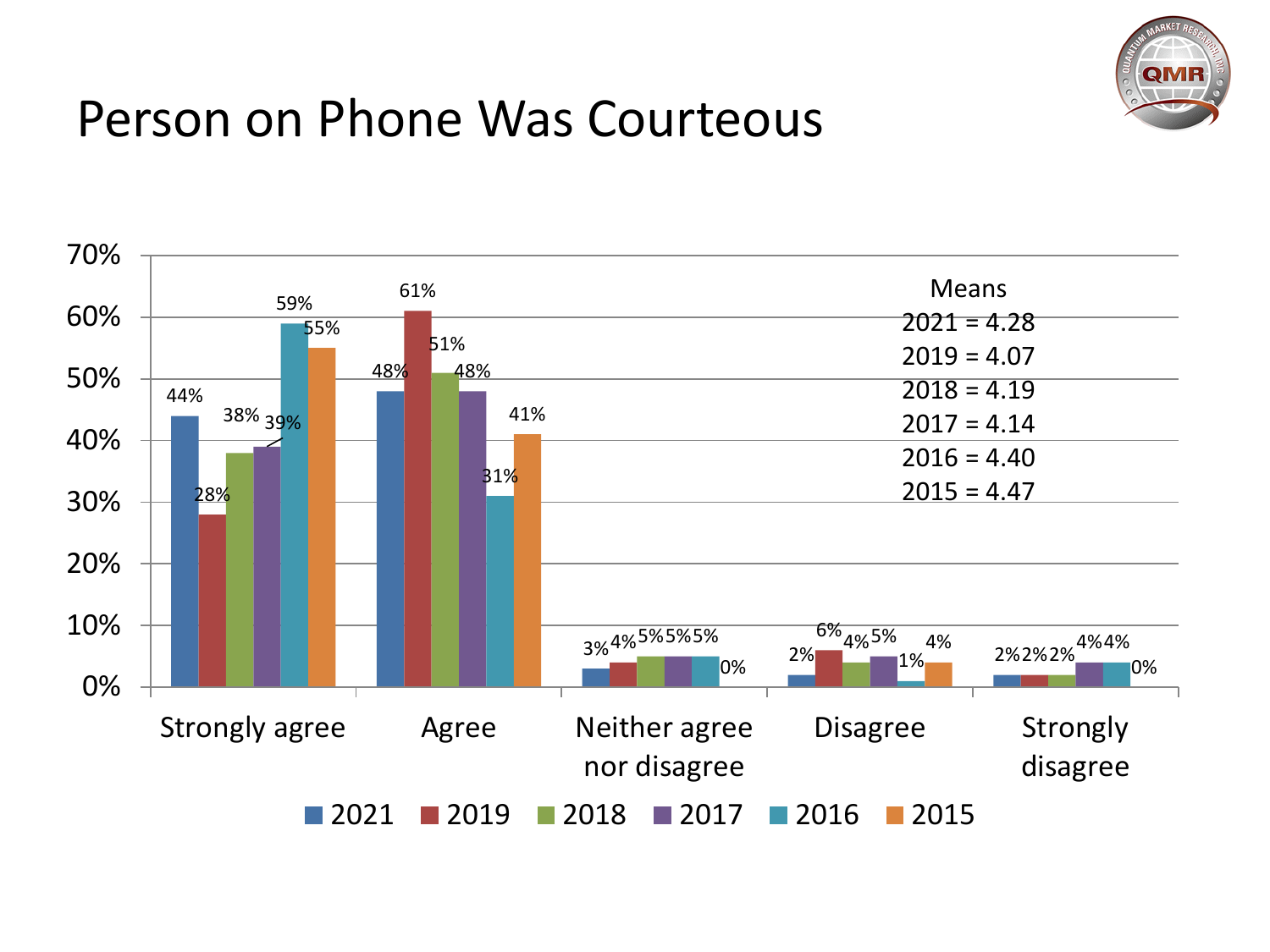# Person on Phone Was Courteous

| | 2021 | 2019 | 2018 | 2017 | 2016 | 2015 |
|---|---|---|---|---|---|---|
| Strongly agree | 44% | 28% | 38% | 39% | 59% | 55% |
| Agree | 48% | 61% | 51% | 48% | 31% | 41% |
| Neither agree nor disagree | 3% | 4% | 5% | 5% | 5% | 0% |
| Disagree | 2% | 6% | 4% | 5% | 1% | 4% |
| Strongly disagree | 2% | 2% | 2% | 4% | 4% | 0% |

Means
2021 = 4.28
2019 = 4.07
2018 = 4.19
2017 = 4.14
2016 = 4.40
2015 = 4.47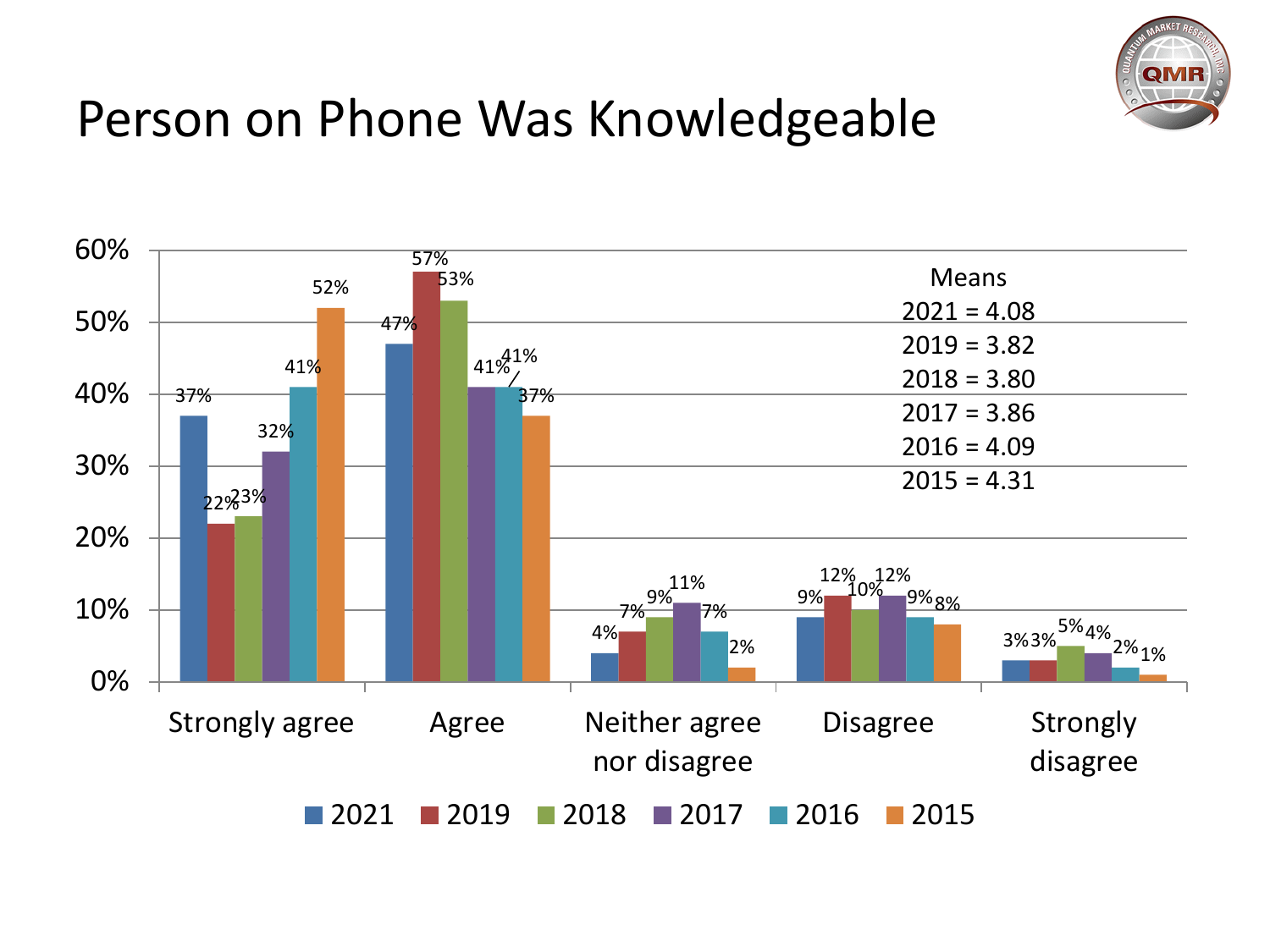# Person on Phone Was Knowledgeable

| | 2021 | 2019 | 2018 | 2017 | 2016 | 2015 |
|---|---|---|---|---|---|---|
| Strongly agree | 37% | 22% | 23% | 32% | 41% | 52% |
| Agree | 47% | 57% | 53% | 41% | 41% | 37% |
| Neither agree nor disagree | 4% | 7% | 9% | 11% | 7% | 2% |
| Disagree | 9% | 12% | 10% | 12% | 9% | 8% |
| Strongly disagree | 3% | 3% | 5% | 4% | 2% | 1% |

Means
2021 = 4.08
2019 = 3.82
2018 = 3.80
2017 = 3.86
2016 = 4.09
2015 = 4.31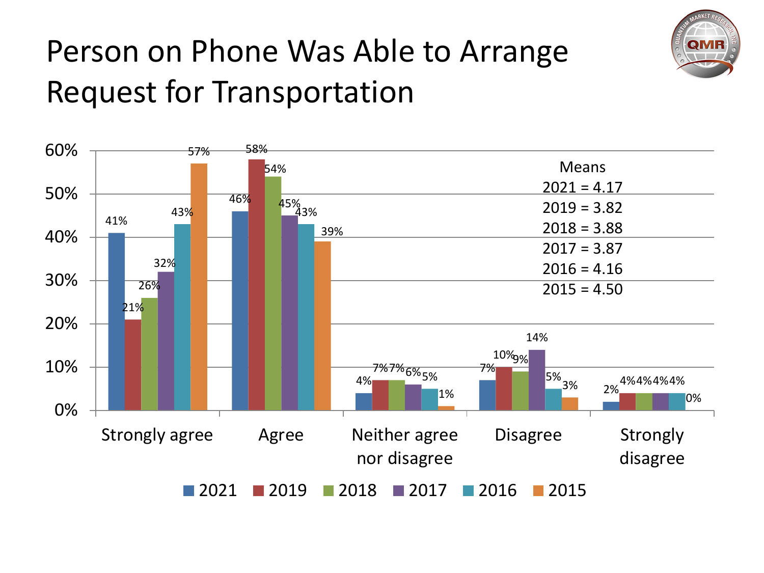# Person on Phone Was Able to Arrange Request for Transportation

| | 2021 | 2019 | 2018 | 2017 | 2016 | 2015 |
|---|---|---|---|---|---|---|
| Strongly agree | 41% | 21% | 26% | 32% | 43% | 57% |
| Agree | 46% | 58% | 54% | 45% | 43% | 39% |
| Neither agree nor disagree | 4% | 7% | 7% | 6% | 5% | 1% |
| Disagree | 7% | 10% | 9% | 14% | 5% | 3% |
| Strongly disagree | 2% | 4% | 4% | 4% | 4% | 0% |

Means
2021 = 4.17
2019 = 3.82
2018 = 3.88
2017 = 3.87
2016 = 4.16
2015 = 4.50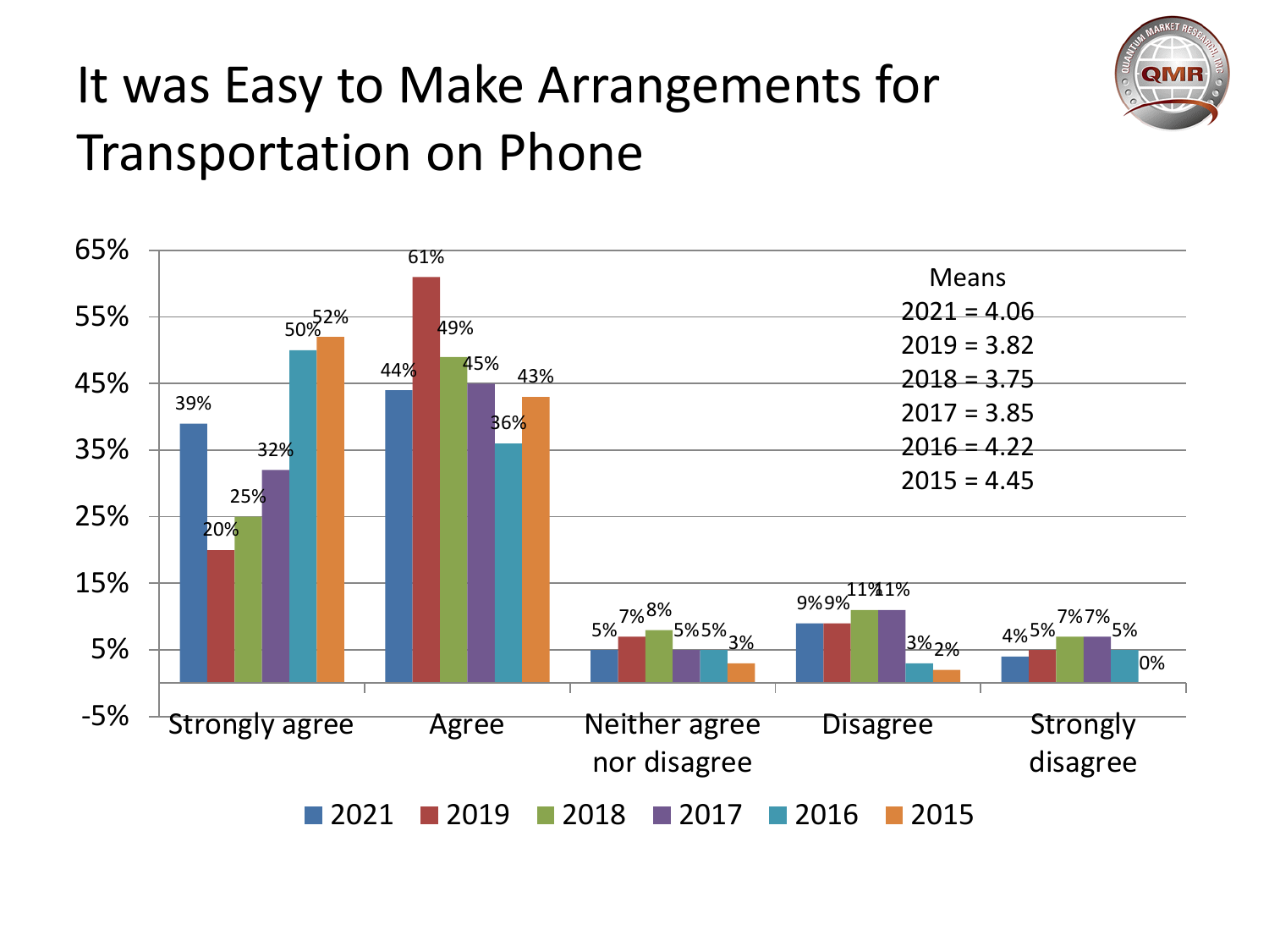# It was Easy to Make Arrangements for Transportation on Phone

| | 2021 | 2019 | 2018 | 2017 | 2016 | 2015 |
|---|---|---|---|---|---|---|
| Strongly agree | 39% | 20% | 25% | 32% | 50% | 52% |
| Agree | 44% | 61% | 49% | 45% | 36% | 43% |
| Neither agree nor disagree | 5% | 7% | 8% | 5% | 5% | 3% |
| Disagree | 9% | 9% | 11% | 11% | 3% | 2% |
| Strongly disagree | 4% | 5% | 7% | 7% | 5% | 0% |

Means
2021 = 4.06
2019 = 3.82
2018 = 3.75
2017 = 3.85
2016 = 4.22
2015 = 4.45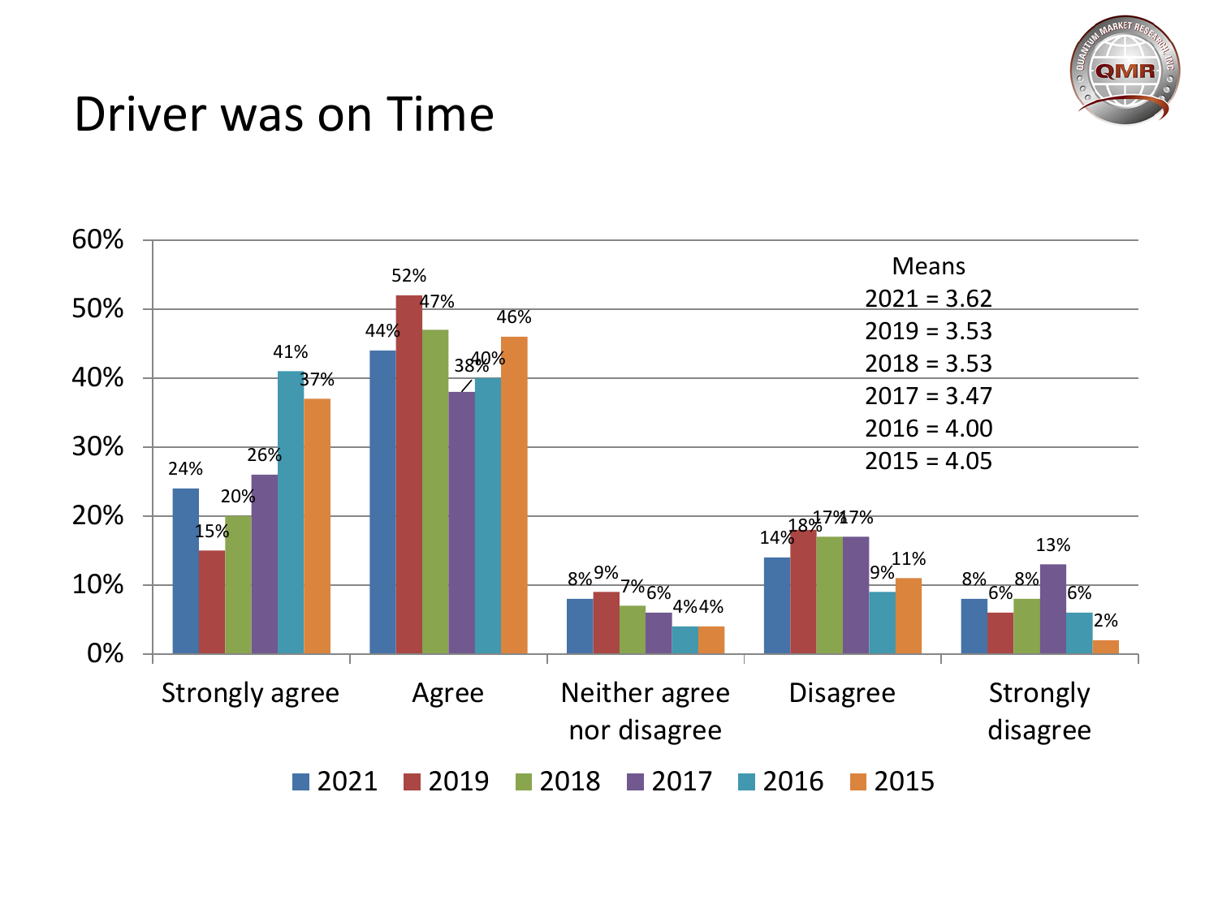# Driver was on Time

| | 2021 | 2019 | 2018 | 2017 | 2016 | 2015 |
|---|---|---|---|---|---|---|
| Strongly agree | 24% | 15% | 20% | 26% | 41% | 37% |
| Agree | 44% | 52% | 47% | 38% | 40% | 46% |
| Neither agree nor disagree | 8% | 9% | 7% | 6% | 4% | 4% |
| Disagree | 14% | 18% | 17% | 17% | 9% | 11% |
| Strongly disagree | 8% | 6% | 8% | 13% | 6% | 2% |

Means
2021 = 3.62
2019 = 3.53
2018 = 3.53
2017 = 3.47
2016 = 4.00
2015 = 4.05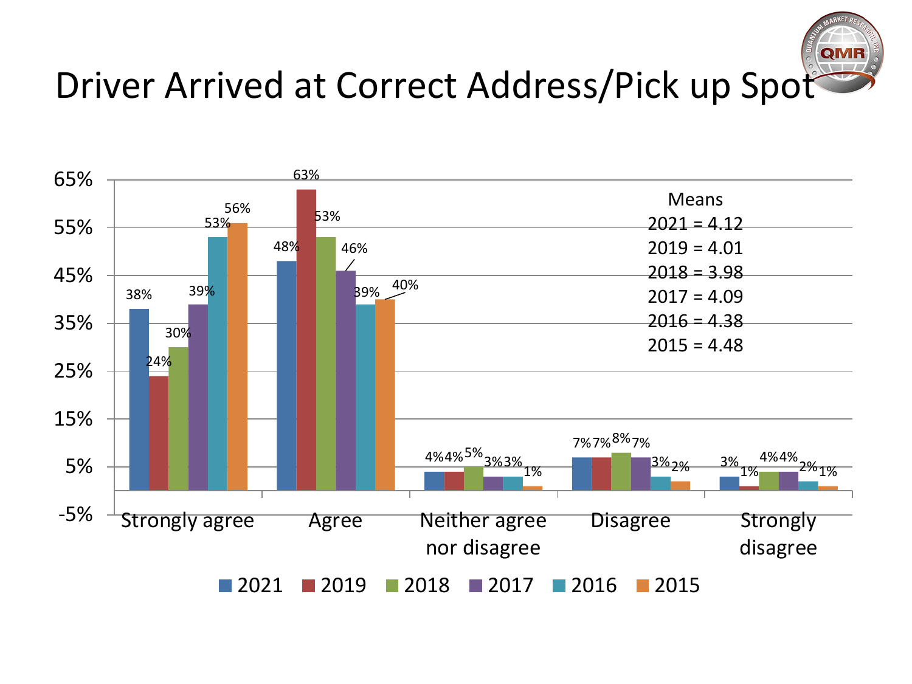# Driver Arrived at Correct Address/Pick up Spot

| | 2021 | 2019 | 2018 | 2017 | 2016 | 2015 |
|---|---|---|---|---|---|---|
| Strongly agree | 38% | 24% | 30% | 39% | 53% | 56% |
| Agree | 48% | 63% | 53% | 46% | 39% | 40% |
| Neither agree nor disagree | 4% | 4% | 5% | 3% | 3% | 1% |
| Disagree | 7% | 7% | 8% | 7% | 3% | 2% |
| Strongly disagree | 3% | 1% | 4% | 4% | 2% | 1% |

Means
2021 = 4.12
2019 = 4.01
2018 = 3.98
2017 = 4.09
2016 = 4.38
2015 = 4.48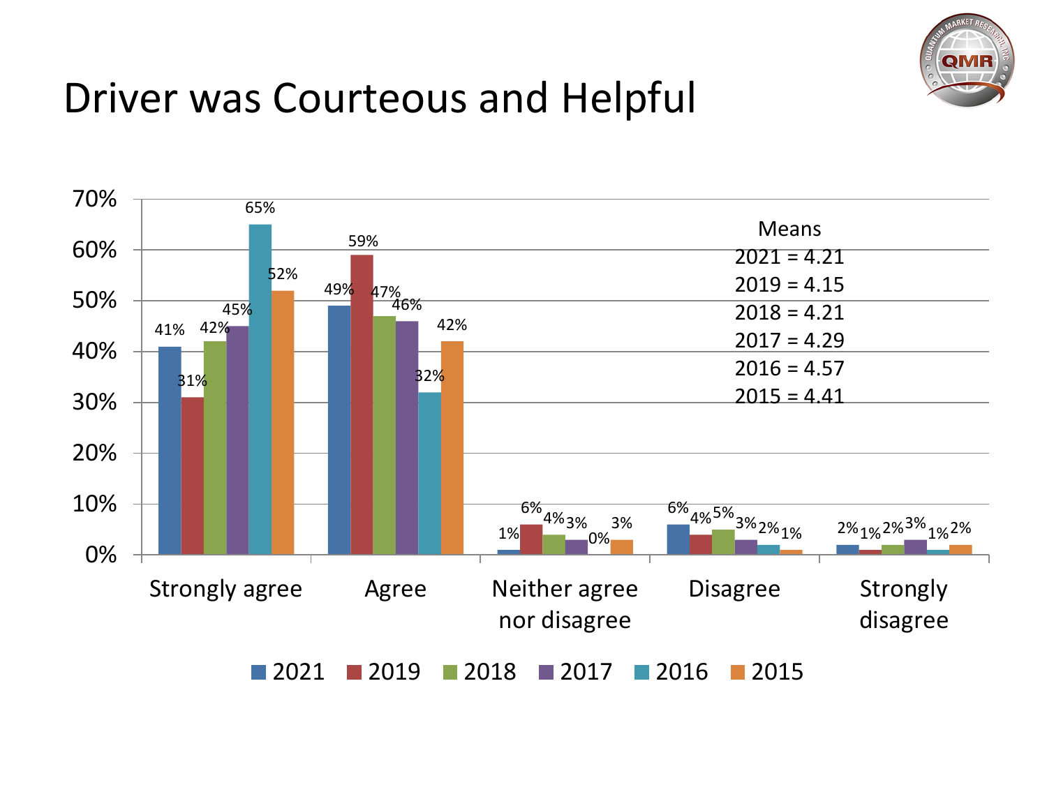# Driver was Courteous and Helpful

| | 2021 | 2019 | 2018 | 2017 | 2016 | 2015 |
|---|---|---|---|---|---|---|
| Strongly agree | 41% | 31% | 42% | 45% | 65% | 52% |
| Agree | 49% | 59% | 47% | 46% | 32% | 42% |
| Neither agree nor disagree | 1% | 6% | 4% | 3% | 0% | 3% |
| Disagree | 6% | 4% | 5% | 3% | 2% | 1% |
| Strongly disagree | 2% | 1% | 2% | 3% | 1% | 2% |

Means
2021 = 4.21
2019 = 4.15
2018 = 4.21
2017 = 4.29
2016 = 4.57
2015 = 4.41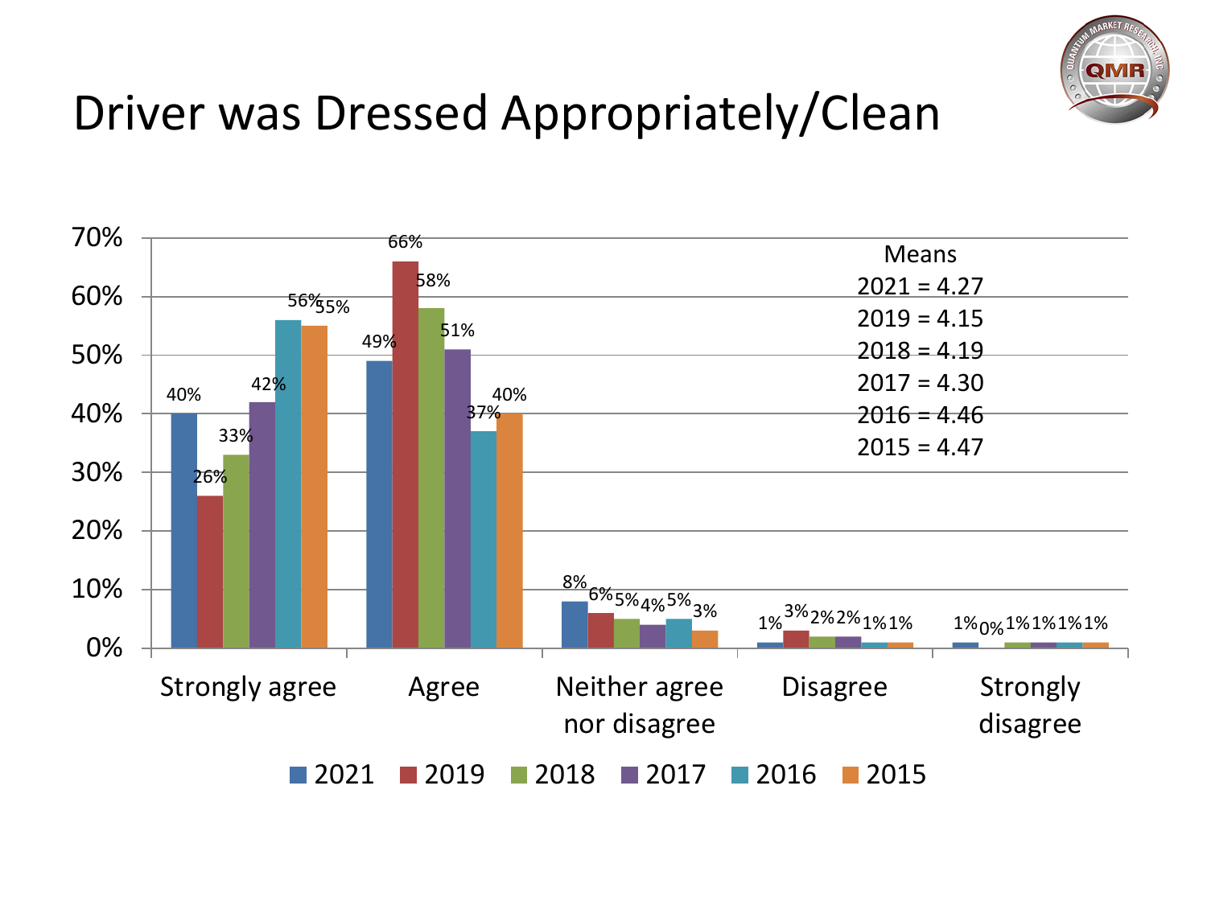# Driver was Dressed Appropriately/Clean

| | 2021 | 2019 | 2018 | 2017 | 2016 | 2015 |
|---|---|---|---|---|---|---|
| Strongly agree | 40% | 26% | 33% | 42% | 56% | 55% |
| Agree | 49% | 66% | 58% | 51% | 37% | 40% |
| Neither agree nor disagree | 8% | 6% | 5% | 4% | 5% | 3% |
| Disagree | 1% | 3% | 2% | 2% | 1% | 1% |
| Strongly disagree | 1% | 0% | 1% | 1% | 1% | 1% |

Means
2021 = 4.27
2019 = 4.15
2018 = 4.19
2017 = 4.30
2016 = 4.46
2015 = 4.47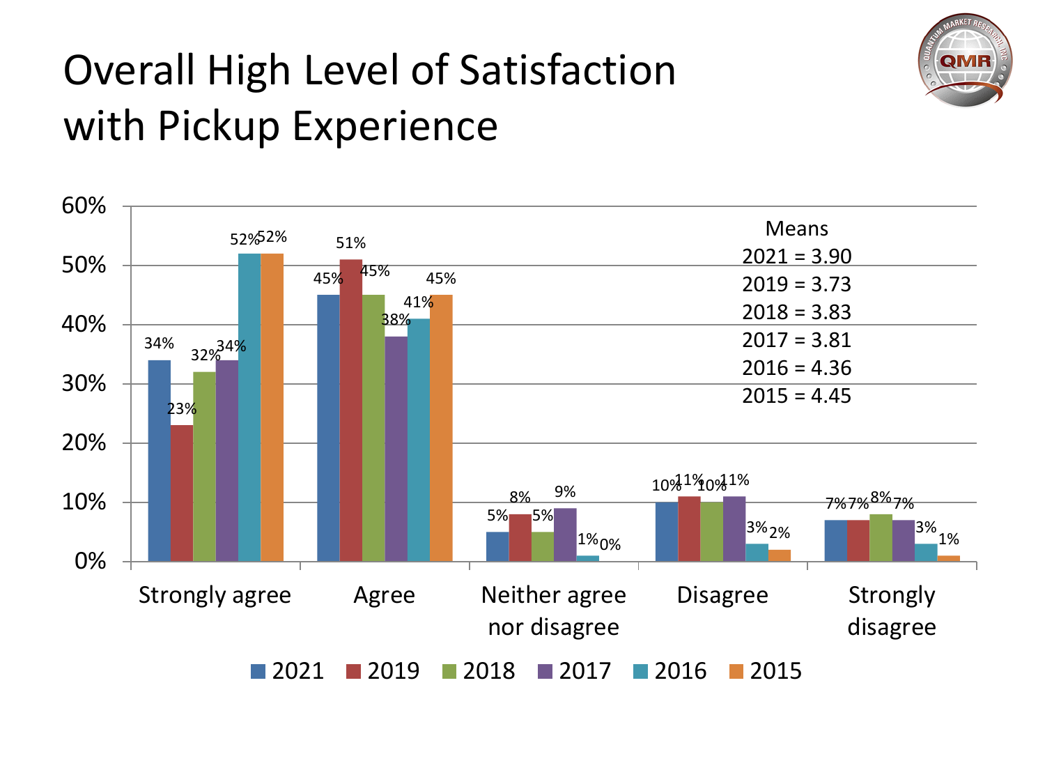# Overall High Level of Satisfaction with Pickup Experience

| | 2021 | 2019 | 2018 | 2017 | 2016 | 2015 |
|---|---|---|---|---|---|---|
| Strongly agree | 34% | 23% | 32% | 34% | 52% | 52% |
| Agree | 45% | 51% | 45% | 38% | 41% | 45% |
| Neither agree nor disagree | 5% | 8% | 5% | 9% | 1% | 0% |
| Disagree | 10% | 11% | 10% | 11% | 3% | 2% |
| Strongly disagree | 7% | 7% | 8% | 7% | 3% | 1% |

Means
2021 = 3.90
2019 = 3.73
2018 = 3.83
2017 = 3.81
2016 = 4.36
2015 = 4.45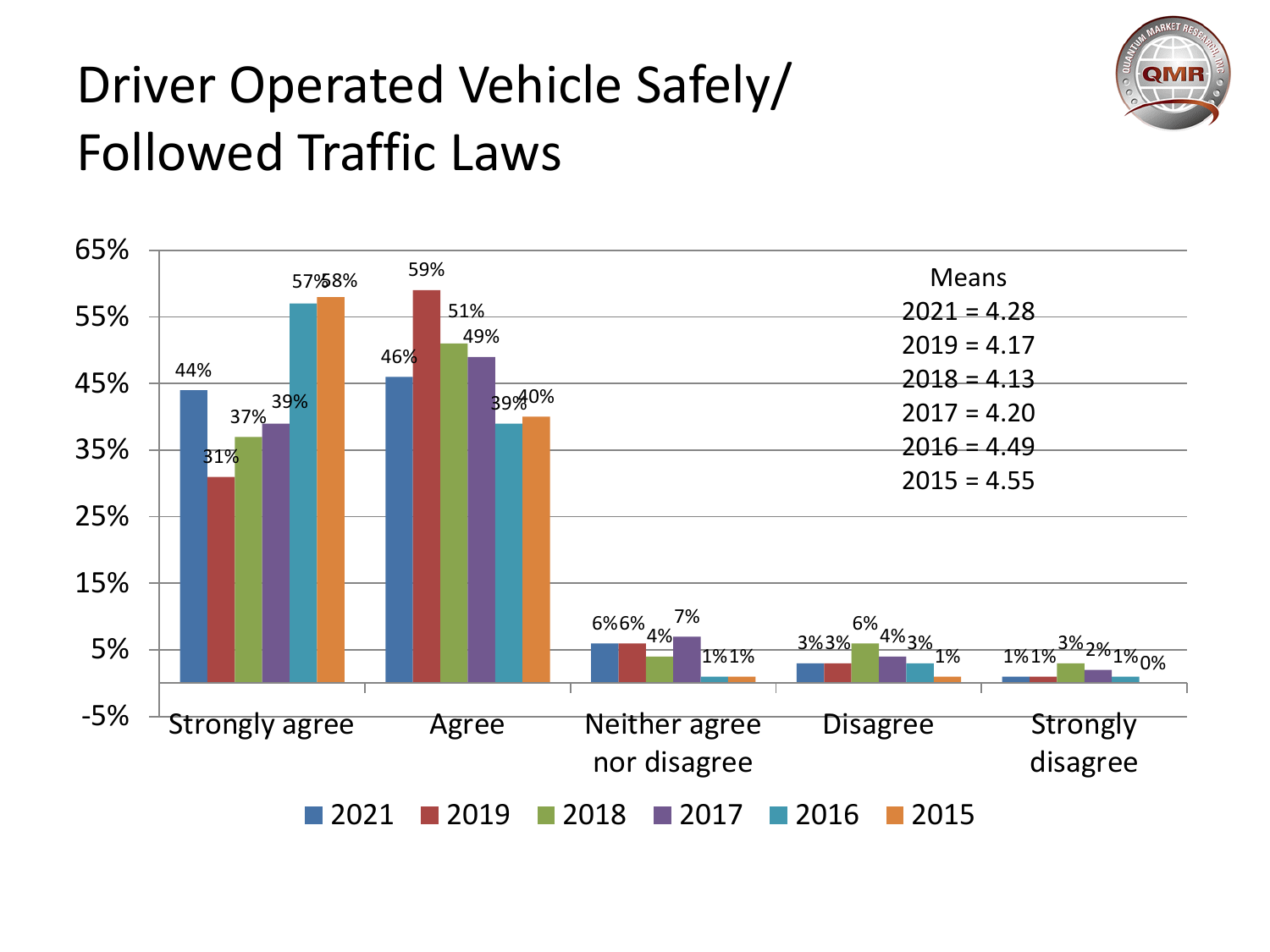# Driver Operated Vehicle Safely/ Followed Traffic Laws

| | 2021 | 2019 | 2018 | 2017 | 2016 | 2015 |
|---|---|---|---|---|---|---|
| Strongly agree | 44% | 31% | 37% | 39% | 57% | 58% |
| Agree | 46% | 59% | 51% | 49% | 39% | 40% |
| Neither agree nor disagree | 6% | 6% | 4% | 7% | 1% | 1% |
| Disagree | 3% | 3% | 6% | 4% | 3% | 1% |
| Strongly disagree | 1% | 1% | 3% | 2% | 1% | 0% |

Means
2021 = 4.28
2019 = 4.17
2018 = 4.13
2017 = 4.20
2016 = 4.49
2015 = 4.55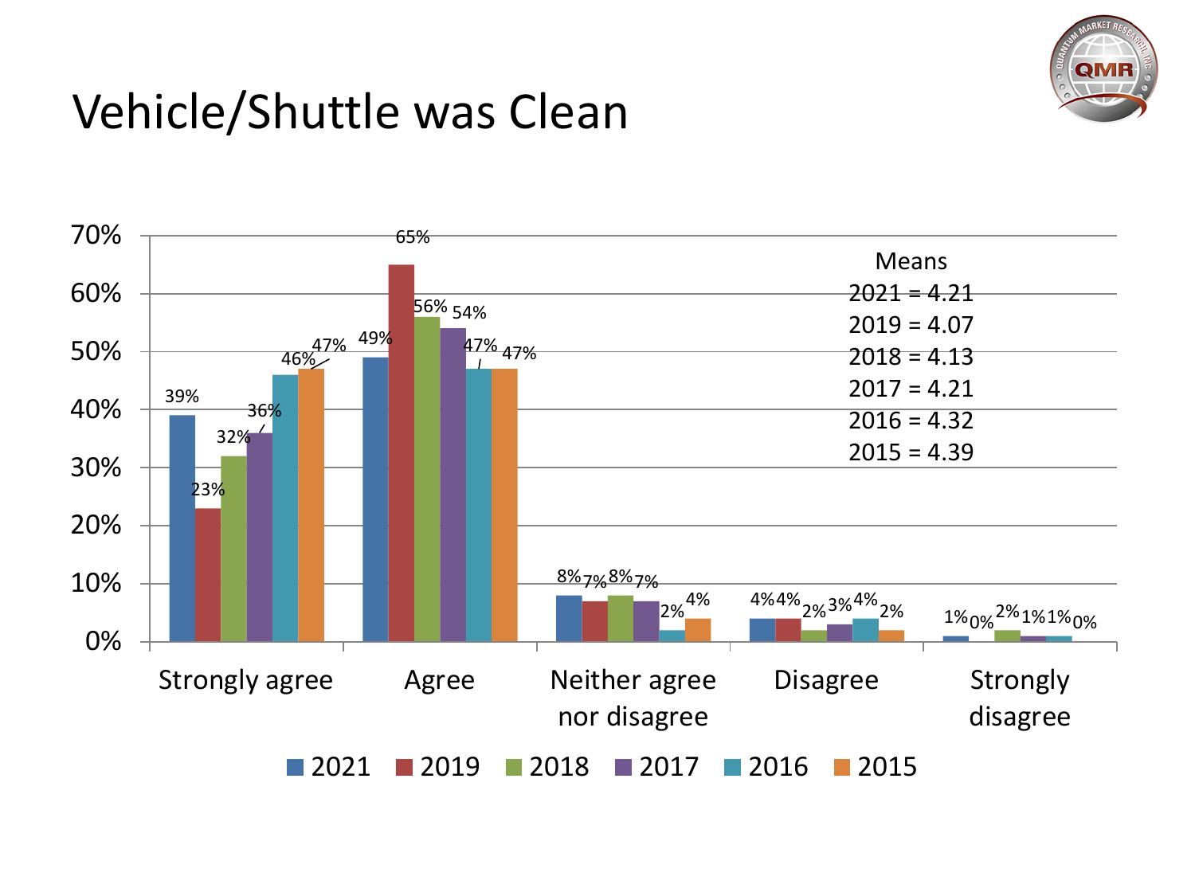# Vehicle/Shuttle was Clean

| Response | 2021 | 2019 | 2018 | 2017 | 2016 | 2015 |
|---|---|---|---|---|---|---|
| Strongly agree | 39% | 23% | 32% | 36% | 46% | 47% |
| Agree | 49% | 65% | 56% | 54% | 47% | 47% |
| Neither agree nor disagree | 8% | 7% | 8% | 7% | 2% | 4% |
| Disagree | 4% | 4% | 2% | 3% | 4% | 2% |
| Strongly disagree | 1% | 0% | 2% | 1% | 1% | 0% |

Means
2021 = 4.21
2019 = 4.07
2018 = 4.13
2017 = 4.21
2016 = 4.32
2015 = 4.39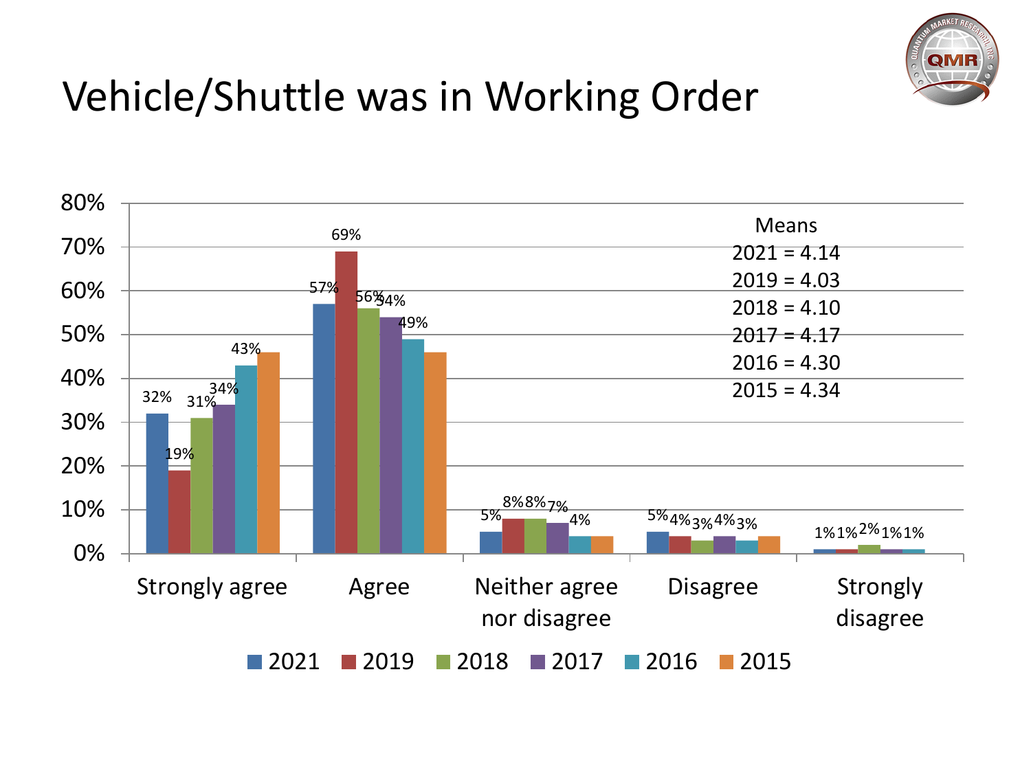# Vehicle/Shuttle was in Working Order

| | 2021 | 2019 | 2018 | 2017 | 2016 | 2015 |
|---|---|---|---|---|---|---|
| Strongly agree | 32% | 19% | 31% | 34% | 43% | |
| Agree | 57% | 69% | 56% | 54% | 49% | |
| Neither agree nor disagree | 5% | 8% | 8% | 7% | 4% | |
| Disagree | 5% | 4% | 3% | 4% | 3% | |
| Strongly disagree | 1% | 1% | 2% | 1% | 1% | |

Means
2021 = 4.14
2019 = 4.03
2018 = 4.10
2017 = 4.17
2016 = 4.30
2015 = 4.34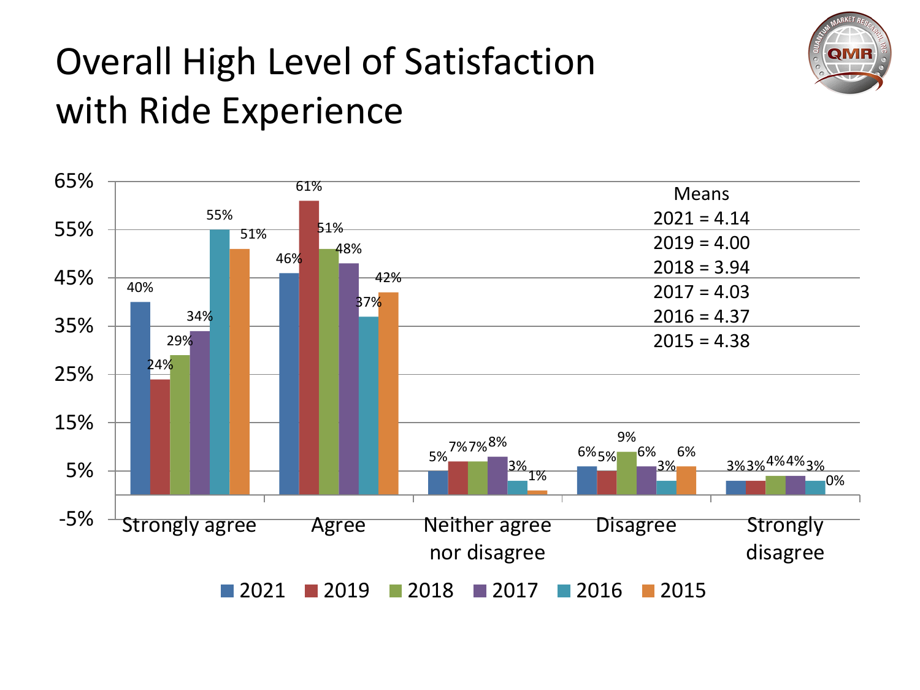# Overall High Level of Satisfaction with Ride Experience

| | 2021 | 2019 | 2018 | 2017 | 2016 | 2015 |
|---|---|---|---|---|---|---|
| Strongly agree | 40% | 24% | 29% | 34% | 55% | 51% |
| Agree | 46% | 61% | 51% | 48% | 37% | 42% |
| Neither agree nor disagree | 5% | 7% | 7% | 8% | 3% | 1% |
| Disagree | 6% | 5% | 9% | 6% | 3% | 6% |
| Strongly disagree | 3% | 3% | 4% | 4% | 3% | 0% |

Means
2021 = 4.14
2019 = 4.00
2018 = 3.94
2017 = 4.03
2016 = 4.37
2015 = 4.38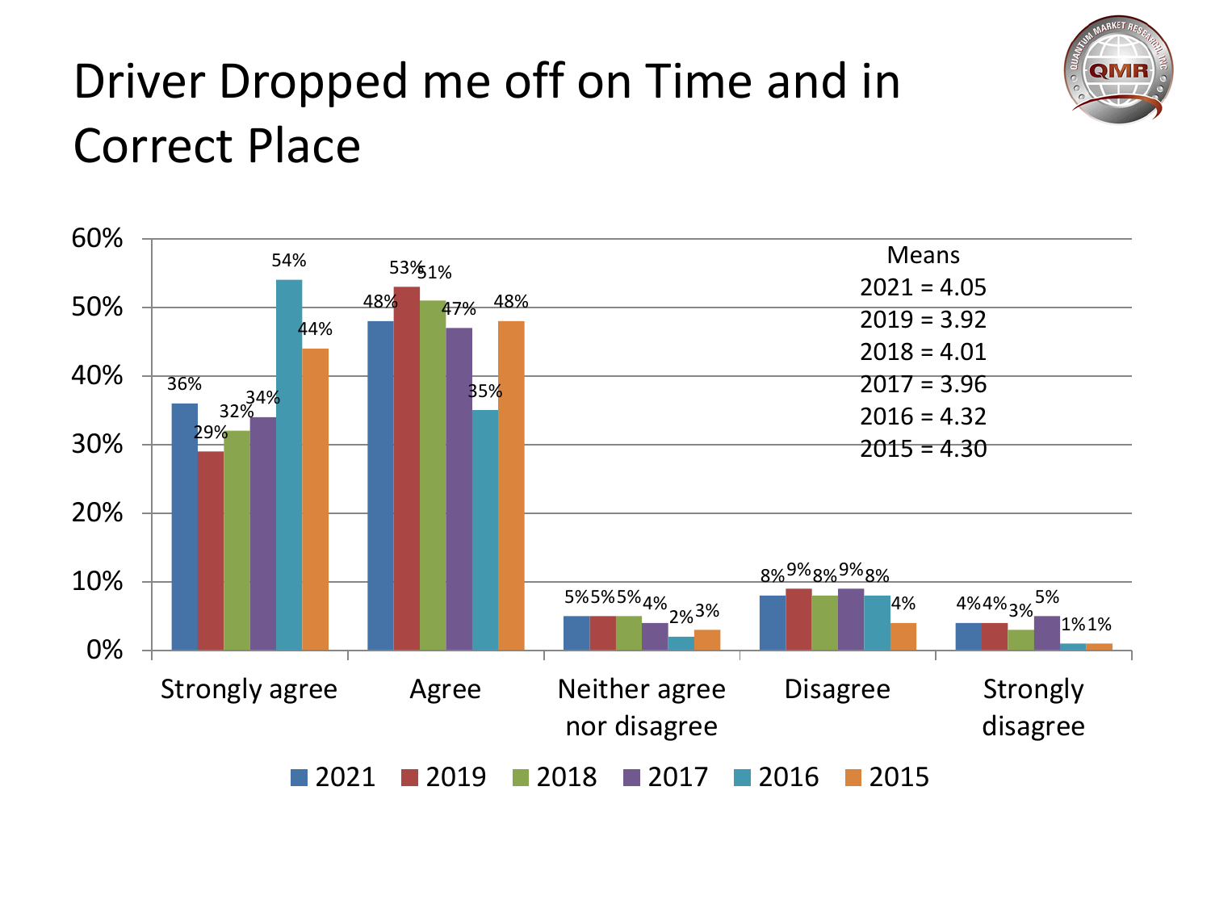# Driver Dropped me off on Time and in Correct Place

| | 2021 | 2019 | 2018 | 2017 | 2016 | 2015 |
|---|---|---|---|---|---|---|
| Strongly agree | 36% | 29% | 32% | 34% | 54% | 44% |
| Agree | 48% | 53% | 51% | 47% | 35% | 48% |
| Neither agree nor disagree | 5% | 5% | 5% | 4% | 2% | 3% |
| Disagree | 8% | 9% | 8% | 9% | 8% | 4% |
| Strongly disagree | 4% | 4% | 3% | 5% | 1% | 1% |

Means
2021 = 4.05
2019 = 3.92
2018 = 4.01
2017 = 3.96
2016 = 4.32
2015 = 4.30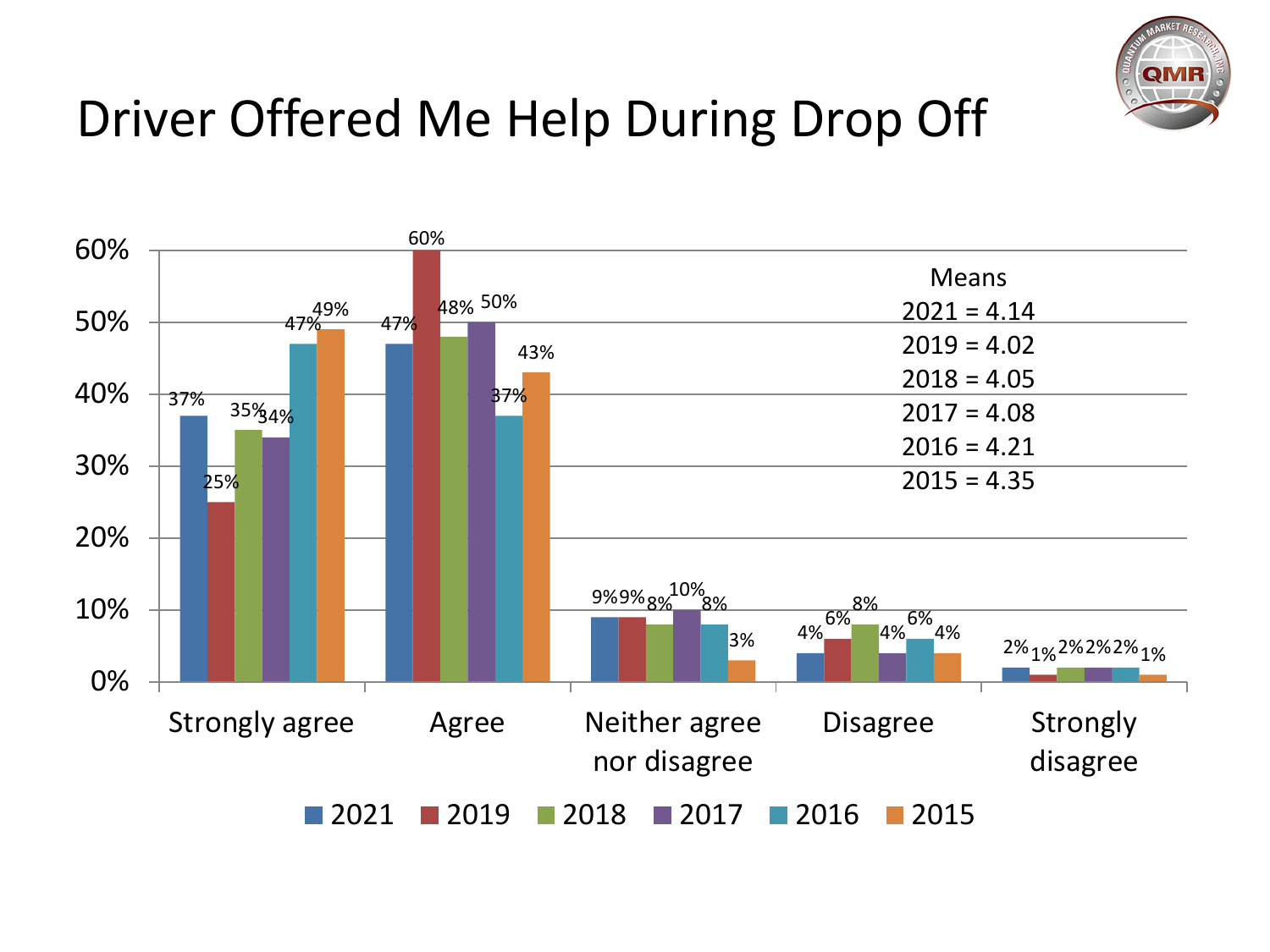# Driver Offered Me Help During Drop Off

| | 2021 | 2019 | 2018 | 2017 | 2016 | 2015 |
|---|---|---|---|---|---|---|
| Strongly agree | 37% | 25% | 35% | 34% | 47% | 49% |
| Agree | 47% | 60% | 48% | 50% | 37% | 43% |
| Neither agree nor disagree | 9% | 9% | 8% | 10% | 8% | 3% |
| Disagree | 4% | 6% | 8% | 4% | 6% | 4% |
| Strongly disagree | 2% | 1% | 2% | 2% | 2% | 1% |

Means
2021 = 4.14
2019 = 4.02
2018 = 4.05
2017 = 4.08
2016 = 4.21
2015 = 4.35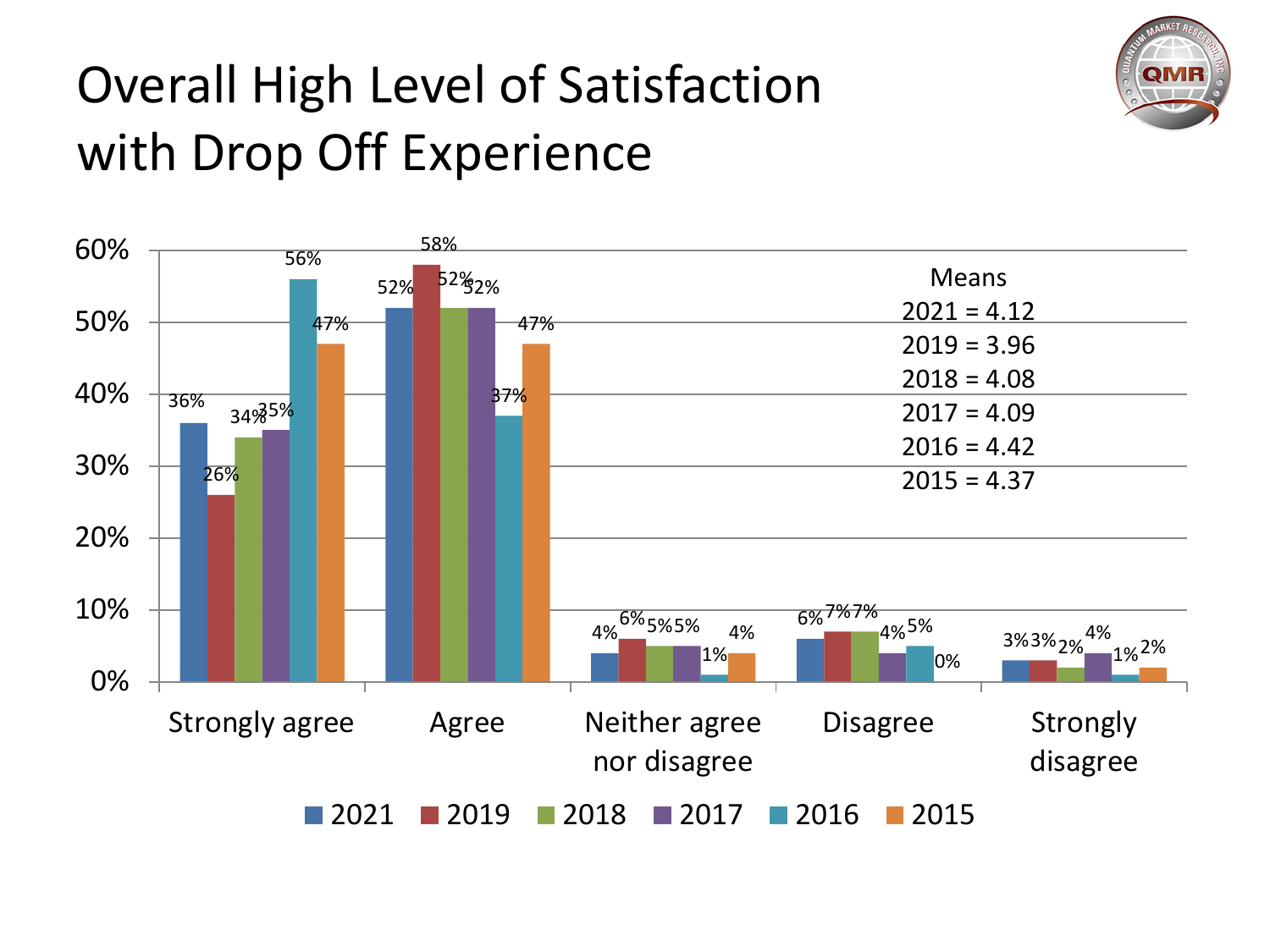# Overall High Level of Satisfaction with Drop Off Experience

| | 2021 | 2019 | 2018 | 2017 | 2016 | 2015 |
|---|---|---|---|---|---|---|
| Strongly agree | 36% | 26% | 34% | 35% | 56% | 47% |
| Agree | 52% | 58% | 52% | 52% | 37% | 47% |
| Neither agree nor disagree | 4% | 6% | 5% | 5% | 1% | 4% |
| Disagree | 6% | 7% | 7% | 4% | 5% | 0% |
| Strongly disagree | 3% | 3% | 2% | 4% | 1% | 2% |

Means
2021 = 4.12
2019 = 3.96
2018 = 4.08
2017 = 4.09
2016 = 4.42
2015 = 4.37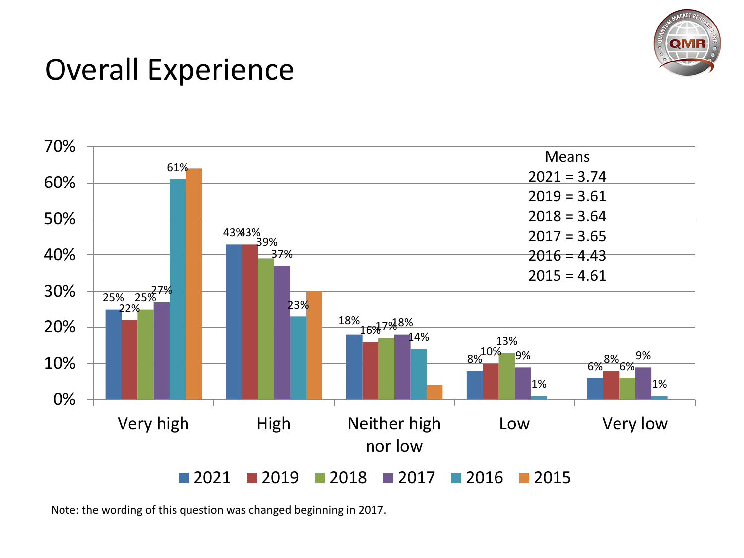# Overall Experience

| | 2021 | 2019 | 2018 | 2017 | 2016 | 2015 |
|---|---|---|---|---|---|---|
| Very high | 25% | 22% | 25% | 27% | 61% | |
| High | 43% | 43% | 39% | 37% | 23% | |
| Neither high nor low | 18% | 16% | 17% | 18% | 14% | |
| Low | 8% | 10% | 13% | 9% | 1% | |
| Very low | 6% | 8% | 6% | 9% | 1% | |

Means
2021 = 3.74
2019 = 3.61
2018 = 3.64
2017 = 3.65
2016 = 4.43
2015 = 4.61

Note: the wording of this question was changed beginning in 2017.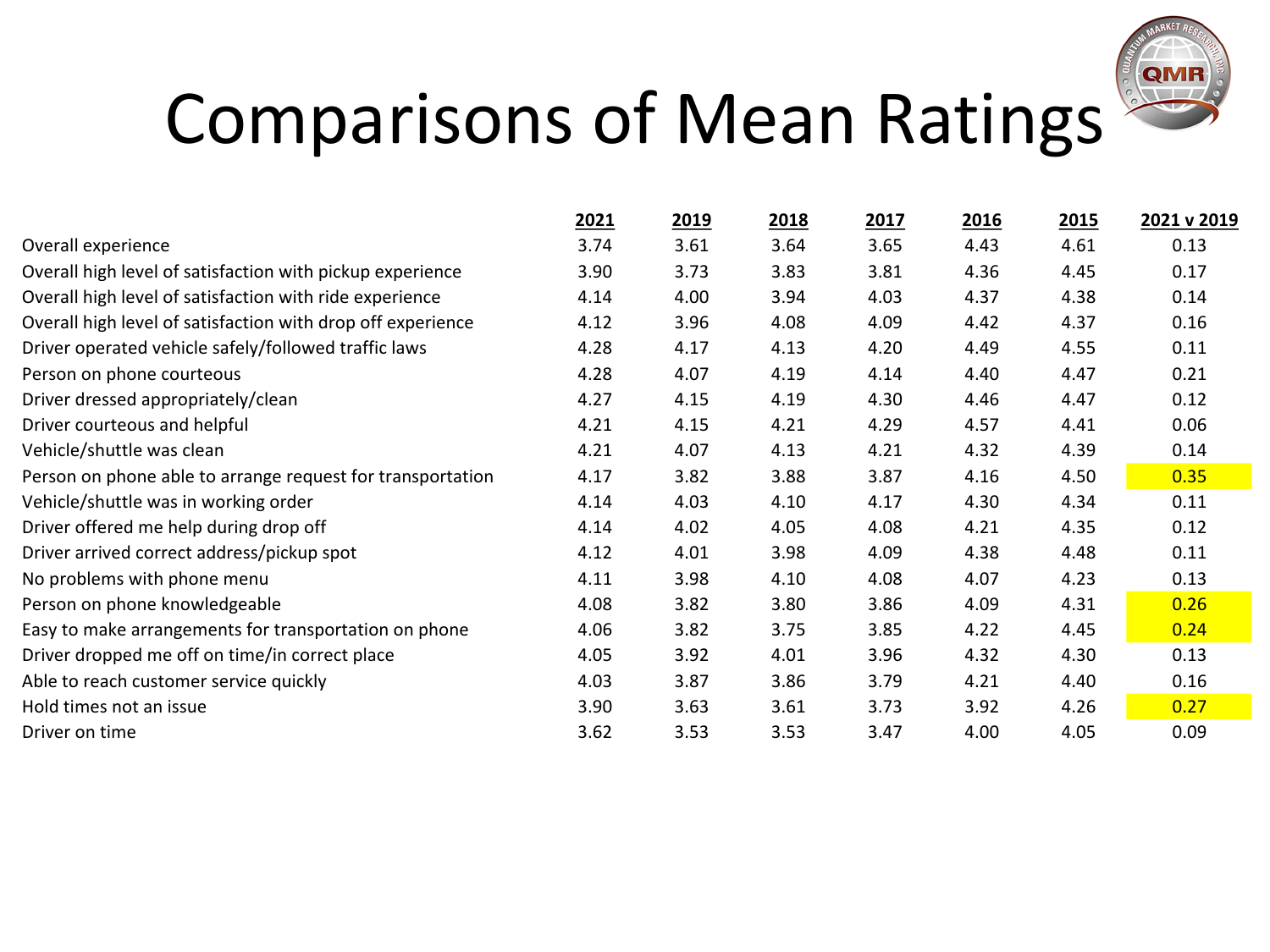# Comparisons of Mean Ratings

| | 2021 | 2019 | 2018 | 2017 | 2016 | 2015 | 2021 v 2019 |
|---|---|---|---|---|---|---|---|
| Overall experience | 3.74 | 3.61 | 3.64 | 3.65 | 4.43 | 4.61 | 0.13 |
| Overall high level of satisfaction with pickup experience | 3.90 | 3.73 | 3.83 | 3.81 | 4.36 | 4.45 | 0.17 |
| Overall high level of satisfaction with ride experience | 4.14 | 4.00 | 3.94 | 4.03 | 4.37 | 4.38 | 0.14 |
| Overall high level of satisfaction with drop off experience | 4.12 | 3.96 | 4.08 | 4.09 | 4.42 | 4.37 | 0.16 |
| Driver operated vehicle safely/followed traffic laws | 4.28 | 4.17 | 4.13 | 4.20 | 4.49 | 4.55 | 0.11 |
| Person on phone courteous | 4.28 | 4.07 | 4.19 | 4.14 | 4.40 | 4.47 | 0.21 |
| Driver dressed appropriately/clean | 4.27 | 4.15 | 4.19 | 4.30 | 4.46 | 4.47 | 0.12 |
| Driver courteous and helpful | 4.21 | 4.15 | 4.21 | 4.29 | 4.57 | 4.41 | 0.06 |
| Vehicle/shuttle was clean | 4.21 | 4.07 | 4.13 | 4.21 | 4.32 | 4.39 | 0.14 |
| Person on phone able to arrange request for transportation | 4.17 | 3.82 | 3.88 | 3.87 | 4.16 | 4.50 | 0.35 |
| Vehicle/shuttle was in working order | 4.14 | 4.03 | 4.10 | 4.17 | 4.30 | 4.34 | 0.11 |
| Driver offered me help during drop off | 4.14 | 4.02 | 4.05 | 4.08 | 4.21 | 4.35 | 0.12 |
| Driver arrived correct address/pickup spot | 4.12 | 4.01 | 3.98 | 4.09 | 4.38 | 4.48 | 0.11 |
| No problems with phone menu | 4.11 | 3.98 | 4.10 | 4.08 | 4.07 | 4.23 | 0.13 |
| Person on phone knowledgeable | 4.08 | 3.82 | 3.80 | 3.86 | 4.09 | 4.31 | 0.26 |
| Easy to make arrangements for transportation on phone | 4.06 | 3.82 | 3.75 | 3.85 | 4.22 | 4.45 | 0.24 |
| Driver dropped me off on time/in correct place | 4.05 | 3.92 | 4.01 | 3.96 | 4.32 | 4.30 | 0.13 |
| Able to reach customer service quickly | 4.03 | 3.87 | 3.86 | 3.79 | 4.21 | 4.40 | 0.16 |
| Hold times not an issue | 3.90 | 3.63 | 3.61 | 3.73 | 3.92 | 4.26 | 0.27 |
| Driver on time | 3.62 | 3.53 | 3.53 | 3.47 | 4.00 | 4.05 | 0.09 |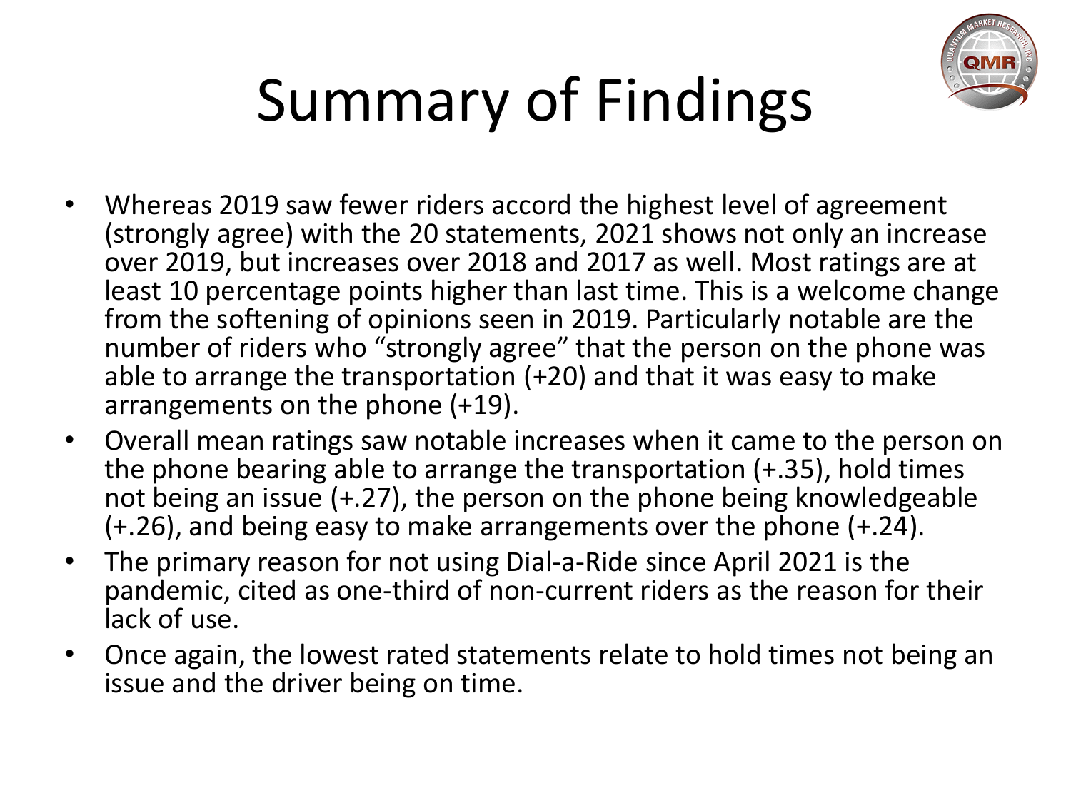# Summary of Findings

- Whereas 2019 saw fewer riders accord the highest level of agreement (strongly agree) with the 20 statements, 2021 shows not only an increase over 2019, but increases over 2018 and 2017 as well. Most ratings are at least 10 percentage points higher than last time. This is a welcome change from the softening of opinions seen in 2019. Particularly notable are the number of riders who "strongly agree" that the person on the phone was able to arrange the transportation (+20) and that it was easy to make arrangements on the phone (+19).
- Overall mean ratings saw notable increases when it came to the person on the phone bearing able to arrange the transportation (+.35), hold times not being an issue (+.27), the person on the phone being knowledgeable (+.26), and being easy to make arrangements over the phone (+.24).
- The primary reason for not using Dial-a-Ride since April 2021 is the pandemic, cited as one-third of non-current riders as the reason for their lack of use.
- Once again, the lowest rated statements relate to hold times not being an issue and the driver being on time.